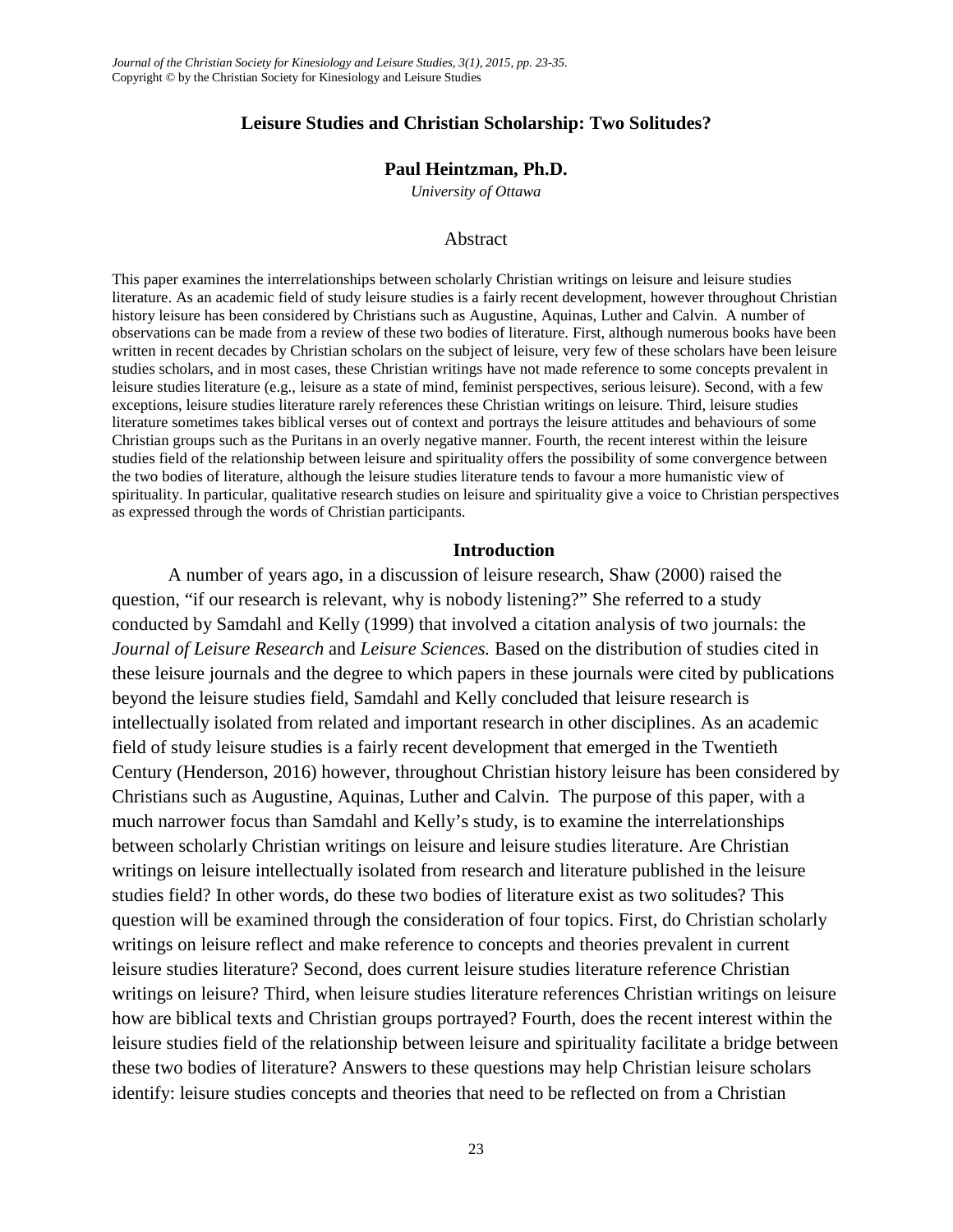# Leisure Studies and Christian Scholarship: Two Solitudes?

**Paul Heintzman, Ph.D.**

*University of Ottawa*

## Abstract

This paper examines the interrelationships between scholarly Christian writings on leisure and leisure studies literature. As an academic field of study leisure studies is a fairly recent development, however throughout Christian history leisure has been considered by Christians such as Augustine, Aquinas, Luther and Calvin. A number of observations can be made from a review of these two bodies of literature. First, although numerous books have been written in recent decades by Christian scholars on the subject of leisure, very few of these scholars have been leisure studies scholars, and in most cases, these Christian writings have not made reference to some concepts prevalent in leisure studies literature (e.g., leisure as a state of mind, feminist perspectives, serious leisure). Second, with a few exceptions, leisure studies literature rarely references these Christian writings on leisure. Third, leisure studies literature sometimes takes biblical verses out of context and portrays the leisure attitudes and behaviours of some Christian groups such as the Puritans in an overly negative manner. Fourth, the recent interest within the leisure studies field of the relationship between leisure and spirituality offers the possibility of some convergence between the two bodies of literature, although the leisure studies literature tends to favour a more humanistic view of spirituality. In particular, qualitative research studies on leisure and spirituality give a voice to Christian perspectives as expressed through the words of Christian participants.

## Introduction

A number of years ago, in a discussion of leisure research, Shaw (2000) raised the question, "if our research is relevant, why is nobody listening?" She referred to a study conducted by Samdahl and Kelly (1999) that involved a citation analysis of two journals: the *Journal of Leisure Research* and *Leisure Sciences.* Based on the distribution of studies cited in these leisure journals and the degree to which papers in these journals were cited by publications beyond the leisure studies field, Samdahl and Kelly concluded that leisure research is intellectually isolated from related and important research in other disciplines. As an academic field of study leisure studies is a fairly recent development that emerged in the Twentieth Century (Henderson, 2016) however, throughout Christian history leisure has been considered by Christians such as Augustine, Aquinas, Luther and Calvin. The purpose of this paper, with a much narrower focus than Samdahl and Kelly's study, is to examine the interrelationships between scholarly Christian writings on leisure and leisure studies literature. Are Christian writings on leisure intellectually isolated from research and literature published in the leisure studies field? In other words, do these two bodies of literature exist as two solitudes? This question will be examined through the consideration of four topics. First, do Christian scholarly writings on leisure reflect and make reference to concepts and theories prevalent in current leisure studies literature? Second, does current leisure studies literature reference Christian writings on leisure? Third, when leisure studies literature references Christian writings on leisure how are biblical texts and Christian groups portrayed? Fourth, does the recent interest within the leisure studies field of the relationship between leisure and spirituality facilitate a bridge between these two bodies of literature? Answers to these questions may help Christian leisure scholars identify: leisure studies concepts and theories that need to be reflected on from a Christian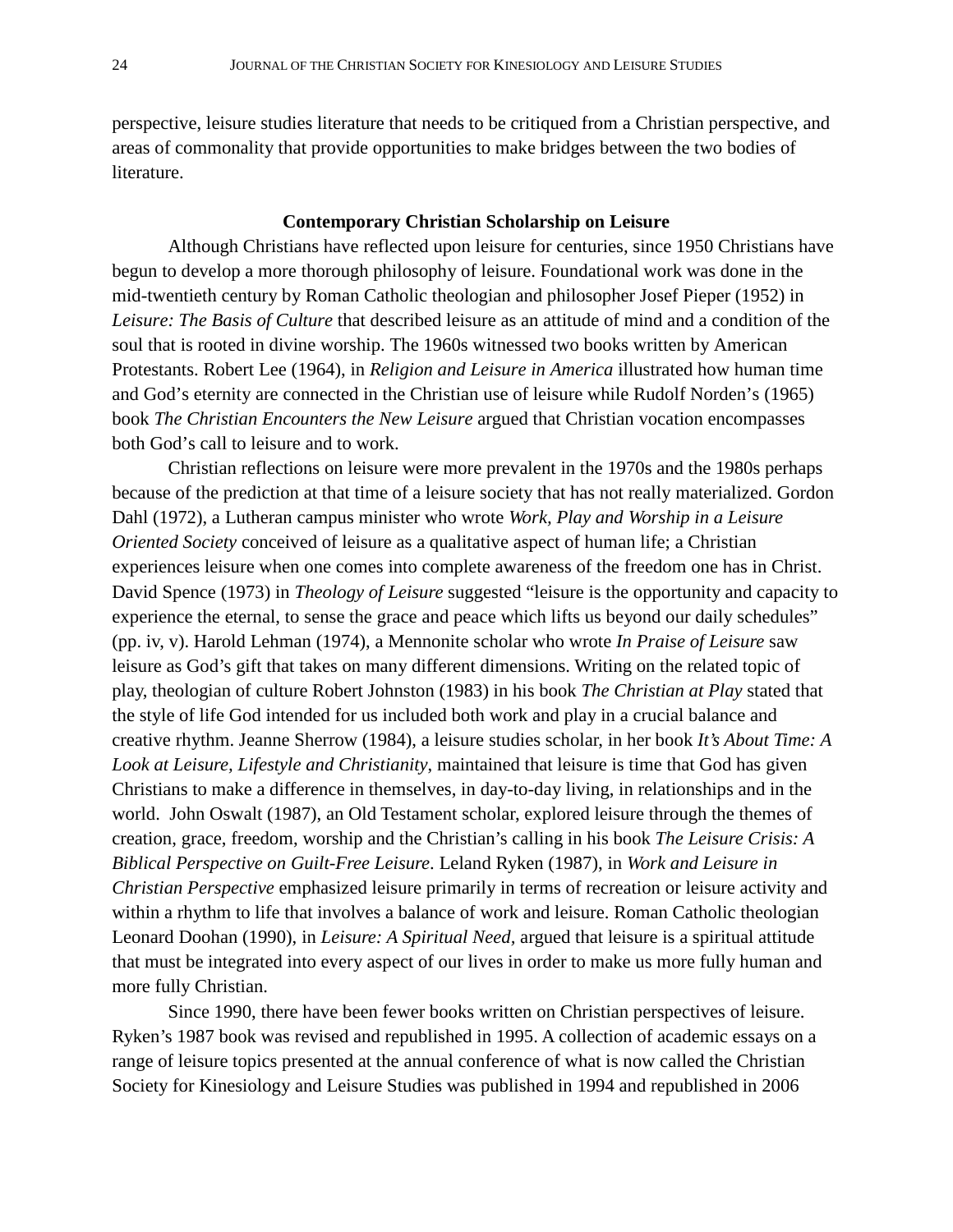perspective, leisure studies literature that needs to be critiqued from a Christian perspective, and areas of commonality that provide opportunities to make bridges between the two bodies of literature.

## Contemporary Christian Scholarship on Leisure

Although Christians have reflected upon leisure for centuries, since 1950 Christians have begun to develop a more thorough philosophy of leisure. Foundational work was done in the mid-twentieth century by Roman Catholic theologian and philosopher Josef Pieper (1952) in *Leisure: The Basis of Culture* that described leisure as an attitude of mind and a condition of the soul that is rooted in divine worship. The 1960s witnessed two books written by American Protestants. Robert Lee (1964), in *Religion and Leisure in America* illustrated how human time and God's eternity are connected in the Christian use of leisure while Rudolf Norden's (1965) book *The Christian Encounters the New Leisure* argued that Christian vocation encompasses both God's call to leisure and to work.

Christian reflections on leisure were more prevalent in the 1970s and the 1980s perhaps because of the prediction at that time of a leisure society that has not really materialized. Gordon Dahl (1972), a Lutheran campus minister who wrote *Work, Play and Worship in a Leisure Oriented Society* conceived of leisure as a qualitative aspect of human life; a Christian experiences leisure when one comes into complete awareness of the freedom one has in Christ. David Spence (1973) in *Theology of Leisure* suggested "leisure is the opportunity and capacity to experience the eternal, to sense the grace and peace which lifts us beyond our daily schedules" (pp. iv, v). Harold Lehman (1974), a Mennonite scholar who wrote *In Praise of Leisure* saw leisure as God's gift that takes on many different dimensions. Writing on the related topic of play, theologian of culture Robert Johnston (1983) in his book *The Christian at Play* stated that the style of life God intended for us included both work and play in a crucial balance and creative rhythm. Jeanne Sherrow (1984), a leisure studies scholar, in her book *It's About Time: A Look at Leisure, Lifestyle and Christianity*, maintained that leisure is time that God has given Christians to make a difference in themselves, in day-to-day living, in relationships and in the world. John Oswalt (1987), an Old Testament scholar, explored leisure through the themes of creation, grace, freedom, worship and the Christian's calling in his book *The Leisure Crisis: A Biblical Perspective on Guilt-Free Leisure*. Leland Ryken (1987), in *Work and Leisure in Christian Perspective* emphasized leisure primarily in terms of recreation or leisure activity and within a rhythm to life that involves a balance of work and leisure. Roman Catholic theologian Leonard Doohan (1990), in *Leisure: A Spiritual Need,* argued that leisure is a spiritual attitude that must be integrated into every aspect of our lives in order to make us more fully human and more fully Christian.

Since 1990, there have been fewer books written on Christian perspectives of leisure. Ryken's 1987 book was revised and republished in 1995. A collection of academic essays on a range of leisure topics presented at the annual conference of what is now called the Christian Society for Kinesiology and Leisure Studies was published in 1994 and republished in 2006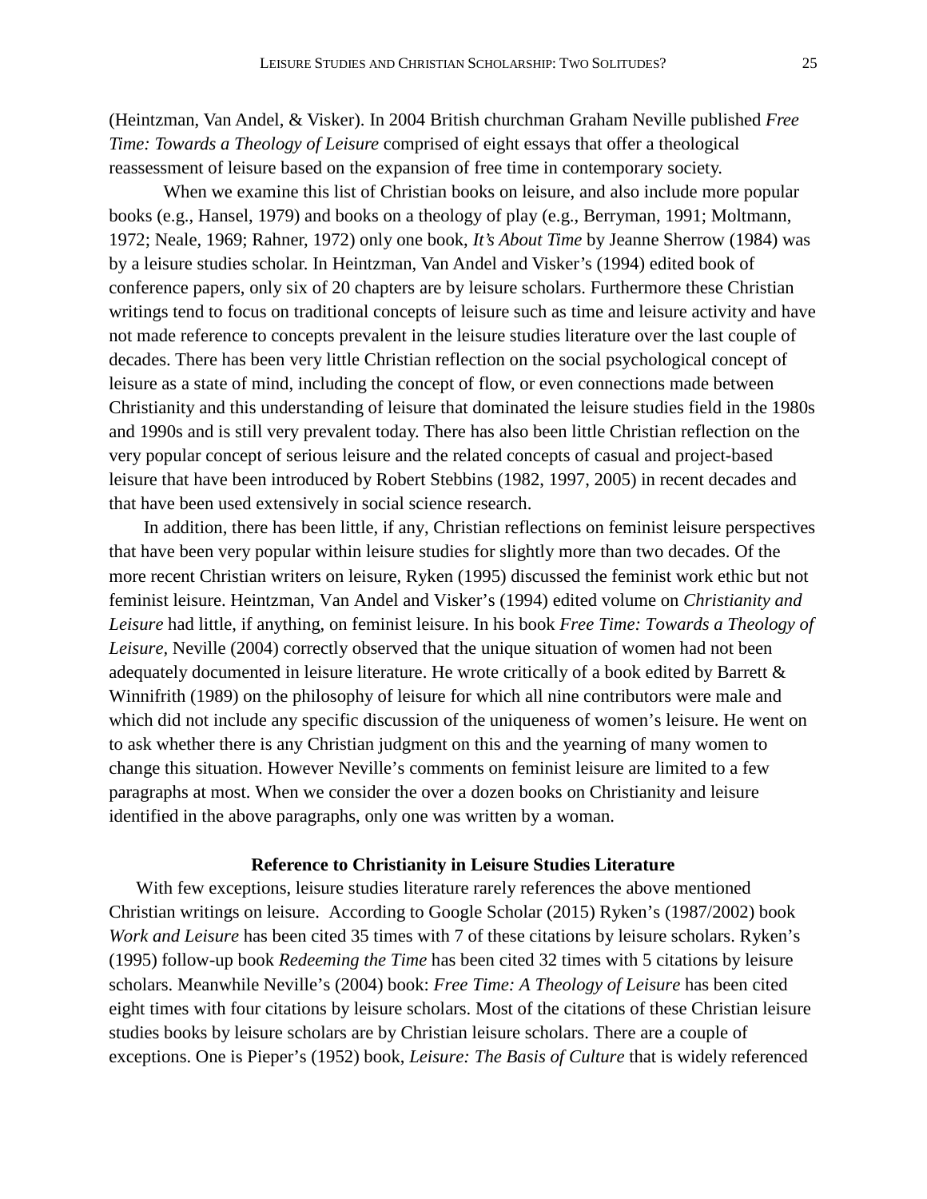(Heintzman, Van Andel, & Visker). In 2004 British churchman Graham Neville published *Free Time: Towards a Theology of Leisure* comprised of eight essays that offer a theological reassessment of leisure based on the expansion of free time in contemporary society.

When we examine this list of Christian books on leisure, and also include more popular books (e.g., Hansel, 1979) and books on a theology of play (e.g., Berryman, 1991; Moltmann, 1972; Neale, 1969; Rahner, 1972) only one book, *It's About Time* by Jeanne Sherrow (1984) was by a leisure studies scholar. In Heintzman, Van Andel and Visker's (1994) edited book of conference papers, only six of 20 chapters are by leisure scholars. Furthermore these Christian writings tend to focus on traditional concepts of leisure such as time and leisure activity and have not made reference to concepts prevalent in the leisure studies literature over the last couple of decades. There has been very little Christian reflection on the social psychological concept of leisure as a state of mind, including the concept of flow, or even connections made between Christianity and this understanding of leisure that dominated the leisure studies field in the 1980s and 1990s and is still very prevalent today. There has also been little Christian reflection on the very popular concept of serious leisure and the related concepts of casual and project-based leisure that have been introduced by Robert Stebbins (1982, 1997, 2005) in recent decades and that have been used extensively in social science research.

In addition, there has been little, if any, Christian reflections on feminist leisure perspectives that have been very popular within leisure studies for slightly more than two decades. Of the more recent Christian writers on leisure, Ryken (1995) discussed the feminist work ethic but not feminist leisure. Heintzman, Van Andel and Visker's (1994) edited volume on *Christianity and Leisure* had little, if anything, on feminist leisure. In his book *Free Time: Towards a Theology of Leisure,* Neville (2004) correctly observed that the unique situation of women had not been adequately documented in leisure literature. He wrote critically of a book edited by Barrett & Winnifrith (1989) on the philosophy of leisure for which all nine contributors were male and which did not include any specific discussion of the uniqueness of women's leisure. He went on to ask whether there is any Christian judgment on this and the yearning of many women to change this situation. However Neville's comments on feminist leisure are limited to a few paragraphs at most. When we consider the over a dozen books on Christianity and leisure identified in the above paragraphs, only one was written by a woman.

## Reference to Christianity in Leisure Studies Literature

With few exceptions, leisure studies literature rarely references the above mentioned Christian writings on leisure. According to Google Scholar (2015) Ryken's (1987/2002) book *Work and Leisure* has been cited 35 times with 7 of these citations by leisure scholars. Ryken's (1995) follow-up book *Redeeming the Time* has been cited 32 times with 5 citations by leisure scholars. Meanwhile Neville's (2004) book: *Free Time: A Theology of Leisure* has been cited eight times with four citations by leisure scholars. Most of the citations of these Christian leisure studies books by leisure scholars are by Christian leisure scholars. There are a couple of exceptions. One is Pieper's (1952) book, *Leisure: The Basis of Culture* that is widely referenced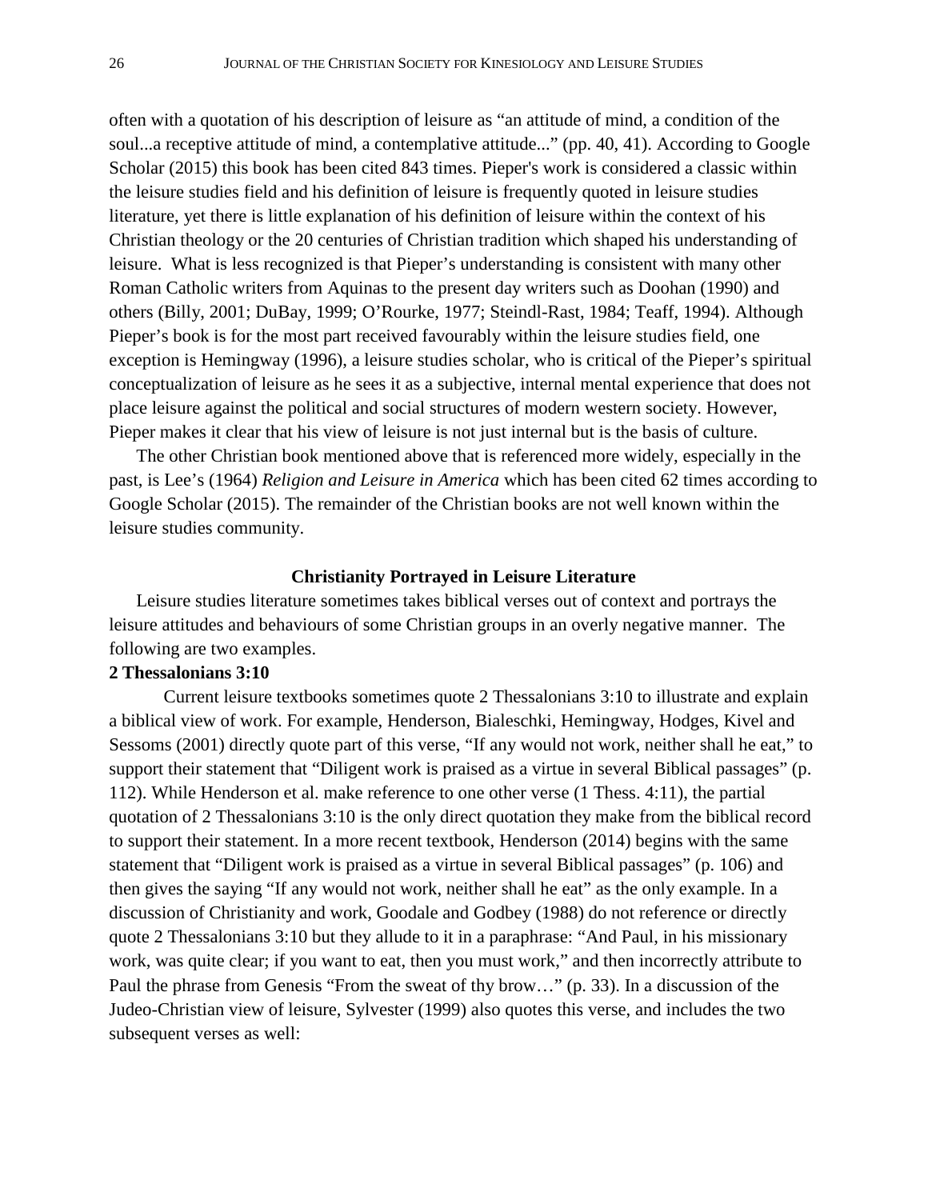often with a quotation of his description of leisure as "an attitude of mind, a condition of the soul...a receptive attitude of mind, a contemplative attitude..." (pp. 40, 41). According to Google Scholar (2015) this book has been cited 843 times. Pieper's work is considered a classic within the leisure studies field and his definition of leisure is frequently quoted in leisure studies literature, yet there is little explanation of his definition of leisure within the context of his Christian theology or the 20 centuries of Christian tradition which shaped his understanding of leisure. What is less recognized is that Pieper's understanding is consistent with many other Roman Catholic writers from Aquinas to the present day writers such as Doohan (1990) and others (Billy, 2001; DuBay, 1999; O'Rourke, 1977; Steindl-Rast, 1984; Teaff, 1994). Although Pieper's book is for the most part received favourably within the leisure studies field, one exception is Hemingway (1996), a leisure studies scholar, who is critical of the Pieper's spiritual conceptualization of leisure as he sees it as a subjective, internal mental experience that does not place leisure against the political and social structures of modern western society. However, Pieper makes it clear that his view of leisure is not just internal but is the basis of culture.

The other Christian book mentioned above that is referenced more widely, especially in the past, is Lee's (1964) *Religion and Leisure in America* which has been cited 62 times according to Google Scholar (2015). The remainder of the Christian books are not well known within the leisure studies community.

## Christianity Portrayed in Leisure Literature

Leisure studies literature sometimes takes biblical verses out of context and portrays the leisure attitudes and behaviours of some Christian groups in an overly negative manner. The following are two examples.

### 2 Thessalonians 3:10

Current leisure textbooks sometimes quote 2 Thessalonians 3:10 to illustrate and explain a biblical view of work. For example, Henderson, Bialeschki, Hemingway, Hodges, Kivel and Sessoms (2001) directly quote part of this verse, "If any would not work, neither shall he eat," to support their statement that "Diligent work is praised as a virtue in several Biblical passages" (p. 112). While Henderson et al. make reference to one other verse (1 Thess. 4:11), the partial quotation of 2 Thessalonians 3:10 is the only direct quotation they make from the biblical record to support their statement. In a more recent textbook, Henderson (2014) begins with the same statement that "Diligent work is praised as a virtue in several Biblical passages" (p. 106) and then gives the saying "If any would not work, neither shall he eat" as the only example. In a discussion of Christianity and work, Goodale and Godbey (1988) do not reference or directly quote 2 Thessalonians 3:10 but they allude to it in a paraphrase: "And Paul, in his missionary work, was quite clear; if you want to eat, then you must work," and then incorrectly attribute to Paul the phrase from Genesis "From the sweat of thy brow…" (p. 33). In a discussion of the Judeo-Christian view of leisure, Sylvester (1999) also quotes this verse, and includes the two subsequent verses as well: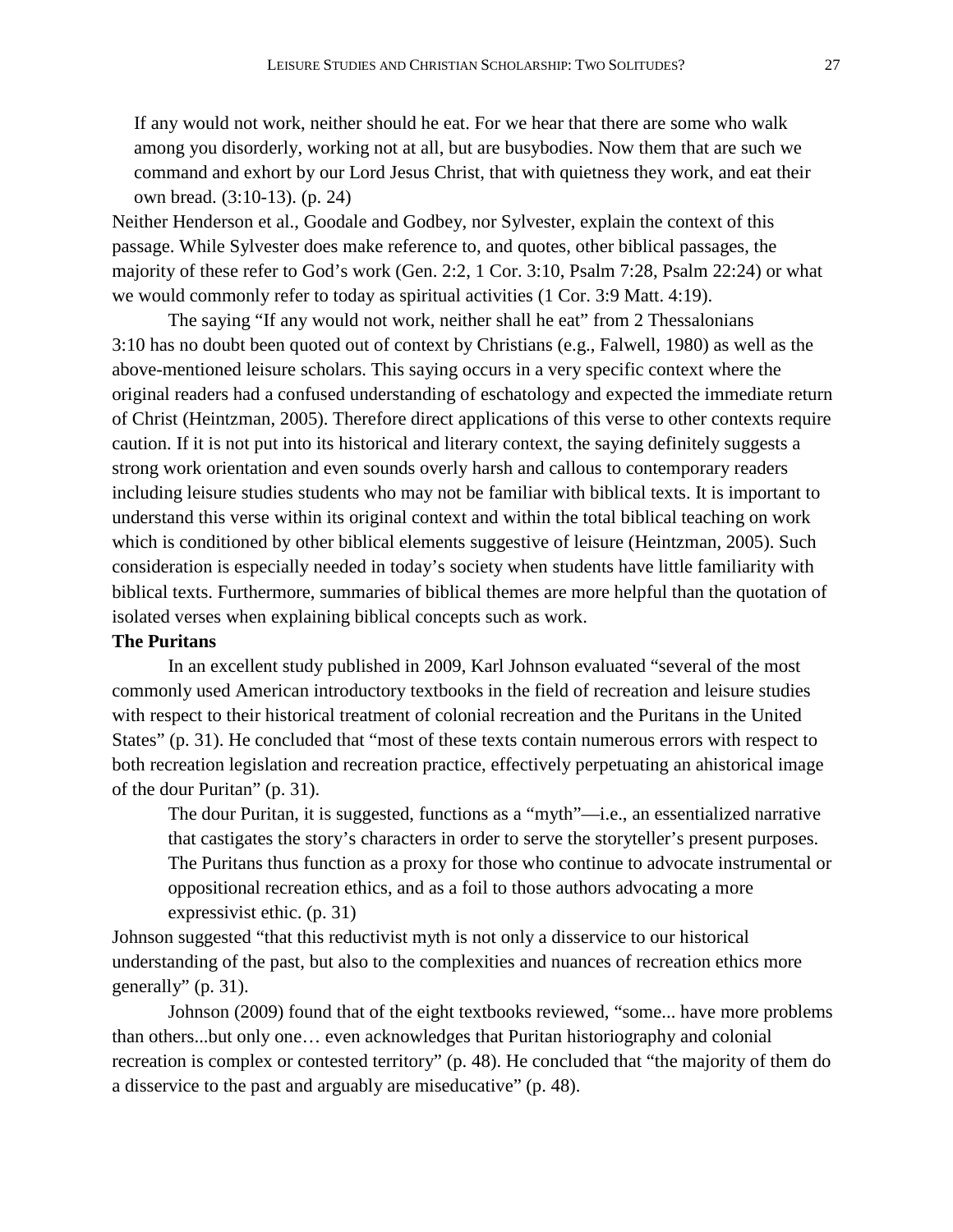> If any would not work, neither should he eat. For we hear that there are some who walk among you disorderly, working not at all, but are busybodies. Now them that are such we command and exhort by our Lord Jesus Christ, that with quietness they work, and eat their own bread. (3:10-13). (p. 24)

Neither Henderson et al., Goodale and Godbey, nor Sylvester, explain the context of this passage. While Sylvester does make reference to, and quotes, other biblical passages, the majority of these refer to God's work (Gen. 2:2, 1 Cor. 3:10, Psalm 7:28, Psalm 22:24) or what we would commonly refer to today as spiritual activities (1 Cor. 3:9 Matt. 4:19).

The saying "If any would not work, neither shall he eat" from 2 Thessalonians 3:10 has no doubt been quoted out of context by Christians (e.g., Falwell, 1980) as well as the above-mentioned leisure scholars. This saying occurs in a very specific context where the original readers had a confused understanding of eschatology and expected the immediate return of Christ (Heintzman, 2005). Therefore direct applications of this verse to other contexts require caution. If it is not put into its historical and literary context, the saying definitely suggests a strong work orientation and even sounds overly harsh and callous to contemporary readers including leisure studies students who may not be familiar with biblical texts. It is important to understand this verse within its original context and within the total biblical teaching on work which is conditioned by other biblical elements suggestive of leisure (Heintzman, 2005). Such consideration is especially needed in today's society when students have little familiarity with biblical texts. Furthermore, summaries of biblical themes are more helpful than the quotation of isolated verses when explaining biblical concepts such as work.

**The Puritans**

In an excellent study published in 2009, Karl Johnson evaluated "several of the most commonly used American introductory textbooks in the field of recreation and leisure studies with respect to their historical treatment of colonial recreation and the Puritans in the United States" (p. 31). He concluded that "most of these texts contain numerous errors with respect to both recreation legislation and recreation practice, effectively perpetuating an ahistorical image of the dour Puritan" (p. 31).

> The dour Puritan, it is suggested, functions as a "myth"—i.e., an essentialized narrative that castigates the story's characters in order to serve the storyteller's present purposes. The Puritans thus function as a proxy for those who continue to advocate instrumental or oppositional recreation ethics, and as a foil to those authors advocating a more expressivist ethic. (p. 31)

Johnson suggested "that this reductivist myth is not only a disservice to our historical understanding of the past, but also to the complexities and nuances of recreation ethics more generally" (p. 31).

Johnson (2009) found that of the eight textbooks reviewed, "some... have more problems than others...but only one… even acknowledges that Puritan historiography and colonial recreation is complex or contested territory" (p. 48). He concluded that "the majority of them do a disservice to the past and arguably are miseducative" (p. 48).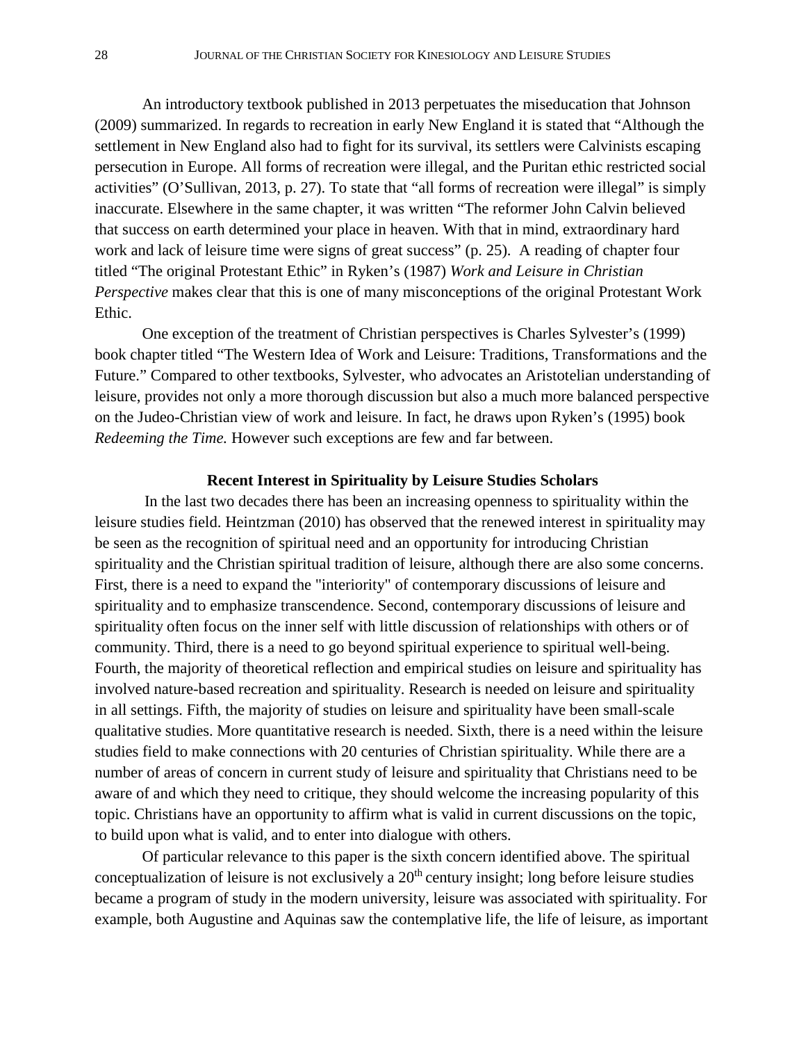An introductory textbook published in 2013 perpetuates the miseducation that Johnson (2009) summarized. In regards to recreation in early New England it is stated that "Although the settlement in New England also had to fight for its survival, its settlers were Calvinists escaping persecution in Europe. All forms of recreation were illegal, and the Puritan ethic restricted social activities" (O'Sullivan, 2013, p. 27). To state that "all forms of recreation were illegal" is simply inaccurate. Elsewhere in the same chapter, it was written "The reformer John Calvin believed that success on earth determined your place in heaven. With that in mind, extraordinary hard work and lack of leisure time were signs of great success" (p. 25). A reading of chapter four titled "The original Protestant Ethic" in Ryken's (1987) *Work and Leisure in Christian Perspective* makes clear that this is one of many misconceptions of the original Protestant Work Ethic.

One exception of the treatment of Christian perspectives is Charles Sylvester's (1999) book chapter titled "The Western Idea of Work and Leisure: Traditions, Transformations and the Future." Compared to other textbooks, Sylvester, who advocates an Aristotelian understanding of leisure, provides not only a more thorough discussion but also a much more balanced perspective on the Judeo-Christian view of work and leisure. In fact, he draws upon Ryken's (1995) book *Redeeming the Time.* However such exceptions are few and far between.

## Recent Interest in Spirituality by Leisure Studies Scholars

In the last two decades there has been an increasing openness to spirituality within the leisure studies field. Heintzman (2010) has observed that the renewed interest in spirituality may be seen as the recognition of spiritual need and an opportunity for introducing Christian spirituality and the Christian spiritual tradition of leisure, although there are also some concerns. First, there is a need to expand the "interiority" of contemporary discussions of leisure and spirituality and to emphasize transcendence. Second, contemporary discussions of leisure and spirituality often focus on the inner self with little discussion of relationships with others or of community. Third, there is a need to go beyond spiritual experience to spiritual well-being. Fourth, the majority of theoretical reflection and empirical studies on leisure and spirituality has involved nature-based recreation and spirituality. Research is needed on leisure and spirituality in all settings. Fifth, the majority of studies on leisure and spirituality have been small-scale qualitative studies. More quantitative research is needed. Sixth, there is a need within the leisure studies field to make connections with 20 centuries of Christian spirituality. While there are a number of areas of concern in current study of leisure and spirituality that Christians need to be aware of and which they need to critique, they should welcome the increasing popularity of this topic. Christians have an opportunity to affirm what is valid in current discussions on the topic, to build upon what is valid, and to enter into dialogue with others.

Of particular relevance to this paper is the sixth concern identified above. The spiritual conceptualization of leisure is not exclusively a 20th century insight; long before leisure studies became a program of study in the modern university, leisure was associated with spirituality. For example, both Augustine and Aquinas saw the contemplative life, the life of leisure, as important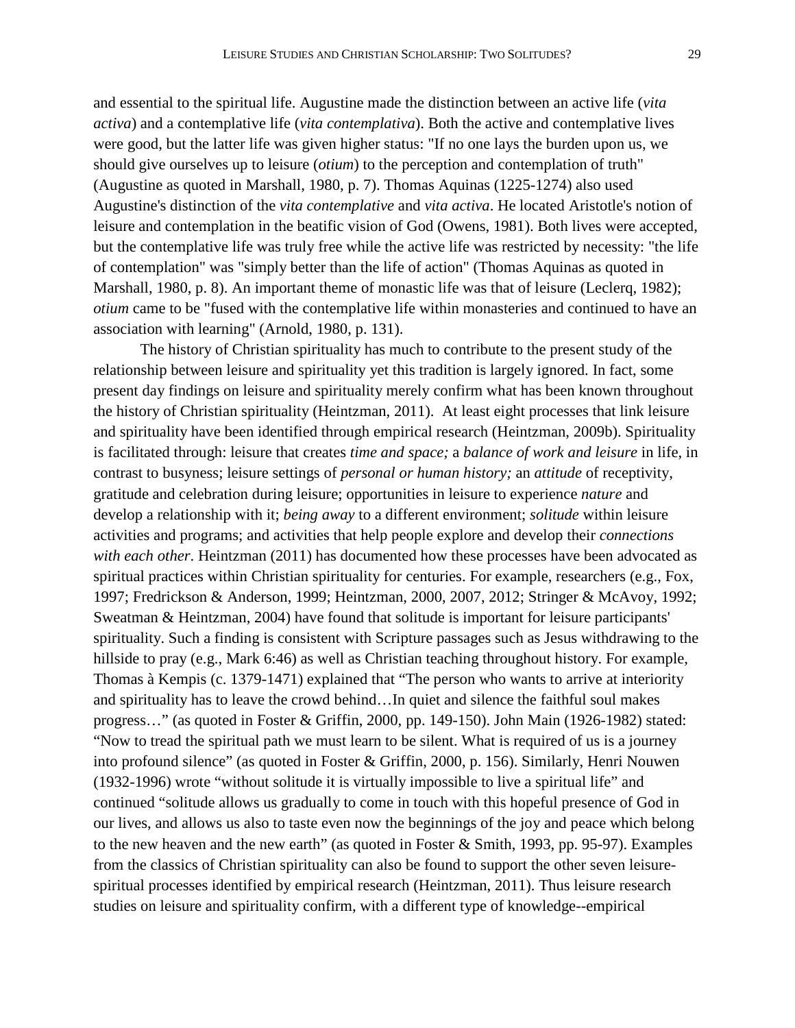and essential to the spiritual life. Augustine made the distinction between an active life (*vita activa*) and a contemplative life (*vita contemplativa*). Both the active and contemplative lives were good, but the latter life was given higher status: "If no one lays the burden upon us, we should give ourselves up to leisure (*otium*) to the perception and contemplation of truth" (Augustine as quoted in Marshall, 1980, p. 7). Thomas Aquinas (1225-1274) also used Augustine's distinction of the *vita contemplative* and *vita activa*. He located Aristotle's notion of leisure and contemplation in the beatific vision of God (Owens, 1981). Both lives were accepted, but the contemplative life was truly free while the active life was restricted by necessity: "the life of contemplation" was "simply better than the life of action" (Thomas Aquinas as quoted in Marshall, 1980, p. 8). An important theme of monastic life was that of leisure (Leclerq, 1982); *otium* came to be "fused with the contemplative life within monasteries and continued to have an association with learning" (Arnold, 1980, p. 131).

The history of Christian spirituality has much to contribute to the present study of the relationship between leisure and spirituality yet this tradition is largely ignored. In fact, some present day findings on leisure and spirituality merely confirm what has been known throughout the history of Christian spirituality (Heintzman, 2011). At least eight processes that link leisure and spirituality have been identified through empirical research (Heintzman, 2009b). Spirituality is facilitated through: leisure that creates *time and space;* a *balance of work and leisure* in life, in contrast to busyness; leisure settings of *personal or human history;* an *attitude* of receptivity, gratitude and celebration during leisure; opportunities in leisure to experience *nature* and develop a relationship with it; *being away* to a different environment; *solitude* within leisure activities and programs; and activities that help people explore and develop their *connections with each other*. Heintzman (2011) has documented how these processes have been advocated as spiritual practices within Christian spirituality for centuries. For example, researchers (e.g., Fox, 1997; Fredrickson & Anderson, 1999; Heintzman, 2000, 2007, 2012; Stringer & McAvoy, 1992; Sweatman & Heintzman, 2004) have found that solitude is important for leisure participants' spirituality. Such a finding is consistent with Scripture passages such as Jesus withdrawing to the hillside to pray (e.g., Mark 6:46) as well as Christian teaching throughout history. For example, Thomas à Kempis (c. 1379-1471) explained that "The person who wants to arrive at interiority and spirituality has to leave the crowd behind…In quiet and silence the faithful soul makes progress…" (as quoted in Foster & Griffin, 2000, pp. 149-150). John Main (1926-1982) stated: "Now to tread the spiritual path we must learn to be silent. What is required of us is a journey into profound silence" (as quoted in Foster & Griffin, 2000, p. 156). Similarly, Henri Nouwen (1932-1996) wrote "without solitude it is virtually impossible to live a spiritual life" and continued "solitude allows us gradually to come in touch with this hopeful presence of God in our lives, and allows us also to taste even now the beginnings of the joy and peace which belong to the new heaven and the new earth" (as quoted in Foster & Smith, 1993, pp. 95-97). Examples from the classics of Christian spirituality can also be found to support the other seven leisure-spiritual processes identified by empirical research (Heintzman, 2011). Thus leisure research studies on leisure and spirituality confirm, with a different type of knowledge--empirical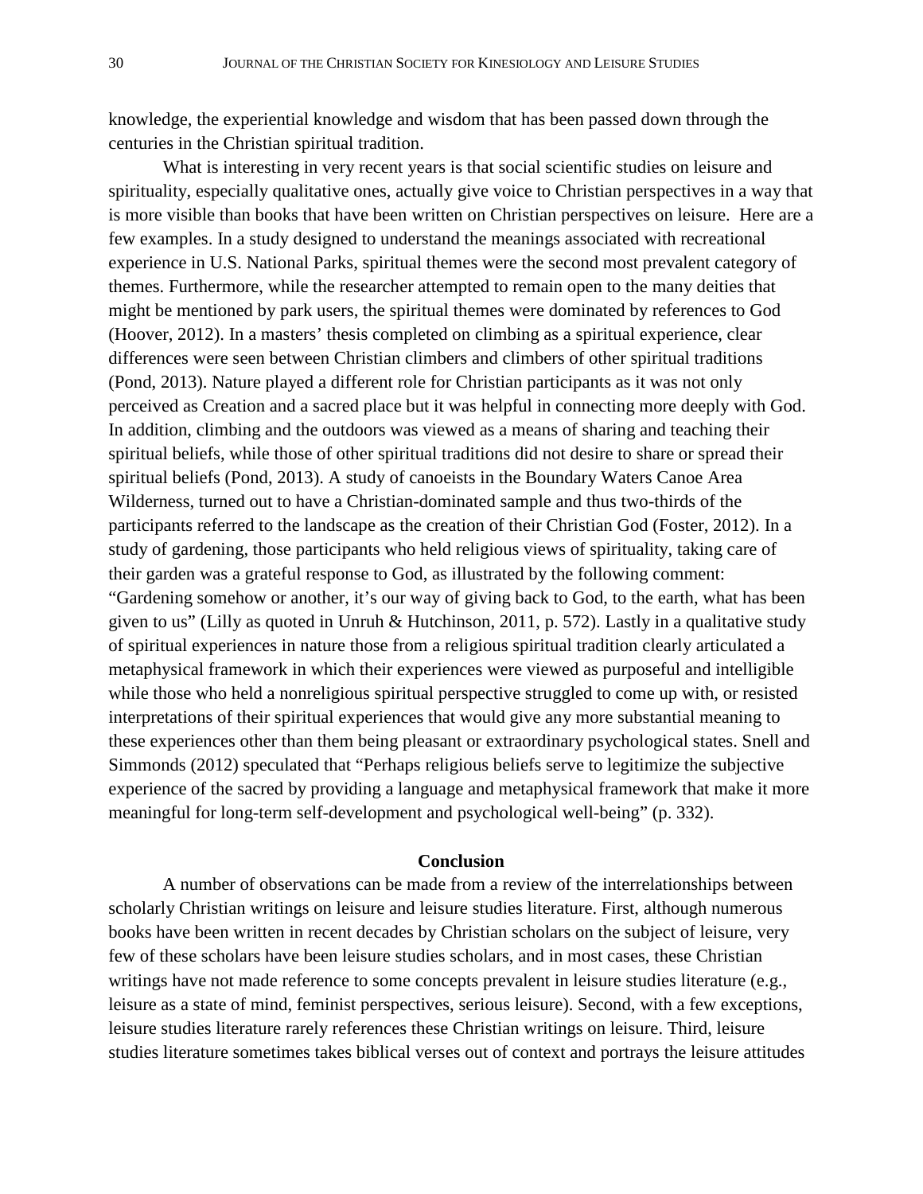knowledge, the experiential knowledge and wisdom that has been passed down through the centuries in the Christian spiritual tradition.

What is interesting in very recent years is that social scientific studies on leisure and spirituality, especially qualitative ones, actually give voice to Christian perspectives in a way that is more visible than books that have been written on Christian perspectives on leisure. Here are a few examples. In a study designed to understand the meanings associated with recreational experience in U.S. National Parks, spiritual themes were the second most prevalent category of themes. Furthermore, while the researcher attempted to remain open to the many deities that might be mentioned by park users, the spiritual themes were dominated by references to God (Hoover, 2012). In a masters' thesis completed on climbing as a spiritual experience, clear differences were seen between Christian climbers and climbers of other spiritual traditions (Pond, 2013). Nature played a different role for Christian participants as it was not only perceived as Creation and a sacred place but it was helpful in connecting more deeply with God. In addition, climbing and the outdoors was viewed as a means of sharing and teaching their spiritual beliefs, while those of other spiritual traditions did not desire to share or spread their spiritual beliefs (Pond, 2013). A study of canoeists in the Boundary Waters Canoe Area Wilderness, turned out to have a Christian-dominated sample and thus two-thirds of the participants referred to the landscape as the creation of their Christian God (Foster, 2012). In a study of gardening, those participants who held religious views of spirituality, taking care of their garden was a grateful response to God, as illustrated by the following comment: "Gardening somehow or another, it's our way of giving back to God, to the earth, what has been given to us" (Lilly as quoted in Unruh & Hutchinson, 2011, p. 572). Lastly in a qualitative study of spiritual experiences in nature those from a religious spiritual tradition clearly articulated a metaphysical framework in which their experiences were viewed as purposeful and intelligible while those who held a nonreligious spiritual perspective struggled to come up with, or resisted interpretations of their spiritual experiences that would give any more substantial meaning to these experiences other than them being pleasant or extraordinary psychological states. Snell and Simmonds (2012) speculated that "Perhaps religious beliefs serve to legitimize the subjective experience of the sacred by providing a language and metaphysical framework that make it more meaningful for long-term self-development and psychological well-being" (p. 332).

## Conclusion

A number of observations can be made from a review of the interrelationships between scholarly Christian writings on leisure and leisure studies literature. First, although numerous books have been written in recent decades by Christian scholars on the subject of leisure, very few of these scholars have been leisure studies scholars, and in most cases, these Christian writings have not made reference to some concepts prevalent in leisure studies literature (e.g., leisure as a state of mind, feminist perspectives, serious leisure). Second, with a few exceptions, leisure studies literature rarely references these Christian writings on leisure. Third, leisure studies literature sometimes takes biblical verses out of context and portrays the leisure attitudes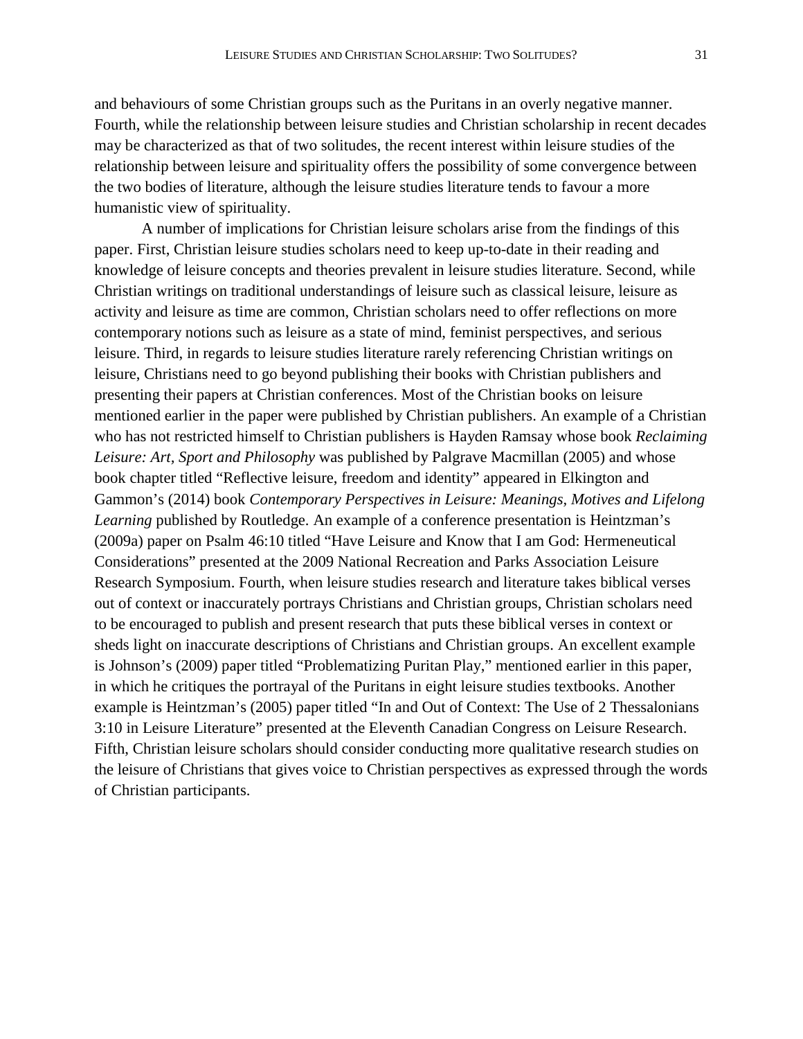and behaviours of some Christian groups such as the Puritans in an overly negative manner. Fourth, while the relationship between leisure studies and Christian scholarship in recent decades may be characterized as that of two solitudes, the recent interest within leisure studies of the relationship between leisure and spirituality offers the possibility of some convergence between the two bodies of literature, although the leisure studies literature tends to favour a more humanistic view of spirituality.

A number of implications for Christian leisure scholars arise from the findings of this paper. First, Christian leisure studies scholars need to keep up-to-date in their reading and knowledge of leisure concepts and theories prevalent in leisure studies literature. Second, while Christian writings on traditional understandings of leisure such as classical leisure, leisure as activity and leisure as time are common, Christian scholars need to offer reflections on more contemporary notions such as leisure as a state of mind, feminist perspectives, and serious leisure. Third, in regards to leisure studies literature rarely referencing Christian writings on leisure, Christians need to go beyond publishing their books with Christian publishers and presenting their papers at Christian conferences. Most of the Christian books on leisure mentioned earlier in the paper were published by Christian publishers. An example of a Christian who has not restricted himself to Christian publishers is Hayden Ramsay whose book *Reclaiming Leisure: Art, Sport and Philosophy* was published by Palgrave Macmillan (2005) and whose book chapter titled "Reflective leisure, freedom and identity" appeared in Elkington and Gammon's (2014) book *Contemporary Perspectives in Leisure: Meanings, Motives and Lifelong Learning* published by Routledge. An example of a conference presentation is Heintzman's (2009a) paper on Psalm 46:10 titled "Have Leisure and Know that I am God: Hermeneutical Considerations" presented at the 2009 National Recreation and Parks Association Leisure Research Symposium. Fourth, when leisure studies research and literature takes biblical verses out of context or inaccurately portrays Christians and Christian groups, Christian scholars need to be encouraged to publish and present research that puts these biblical verses in context or sheds light on inaccurate descriptions of Christians and Christian groups. An excellent example is Johnson's (2009) paper titled "Problematizing Puritan Play," mentioned earlier in this paper, in which he critiques the portrayal of the Puritans in eight leisure studies textbooks. Another example is Heintzman's (2005) paper titled "In and Out of Context: The Use of 2 Thessalonians 3:10 in Leisure Literature" presented at the Eleventh Canadian Congress on Leisure Research. Fifth, Christian leisure scholars should consider conducting more qualitative research studies on the leisure of Christians that gives voice to Christian perspectives as expressed through the words of Christian participants.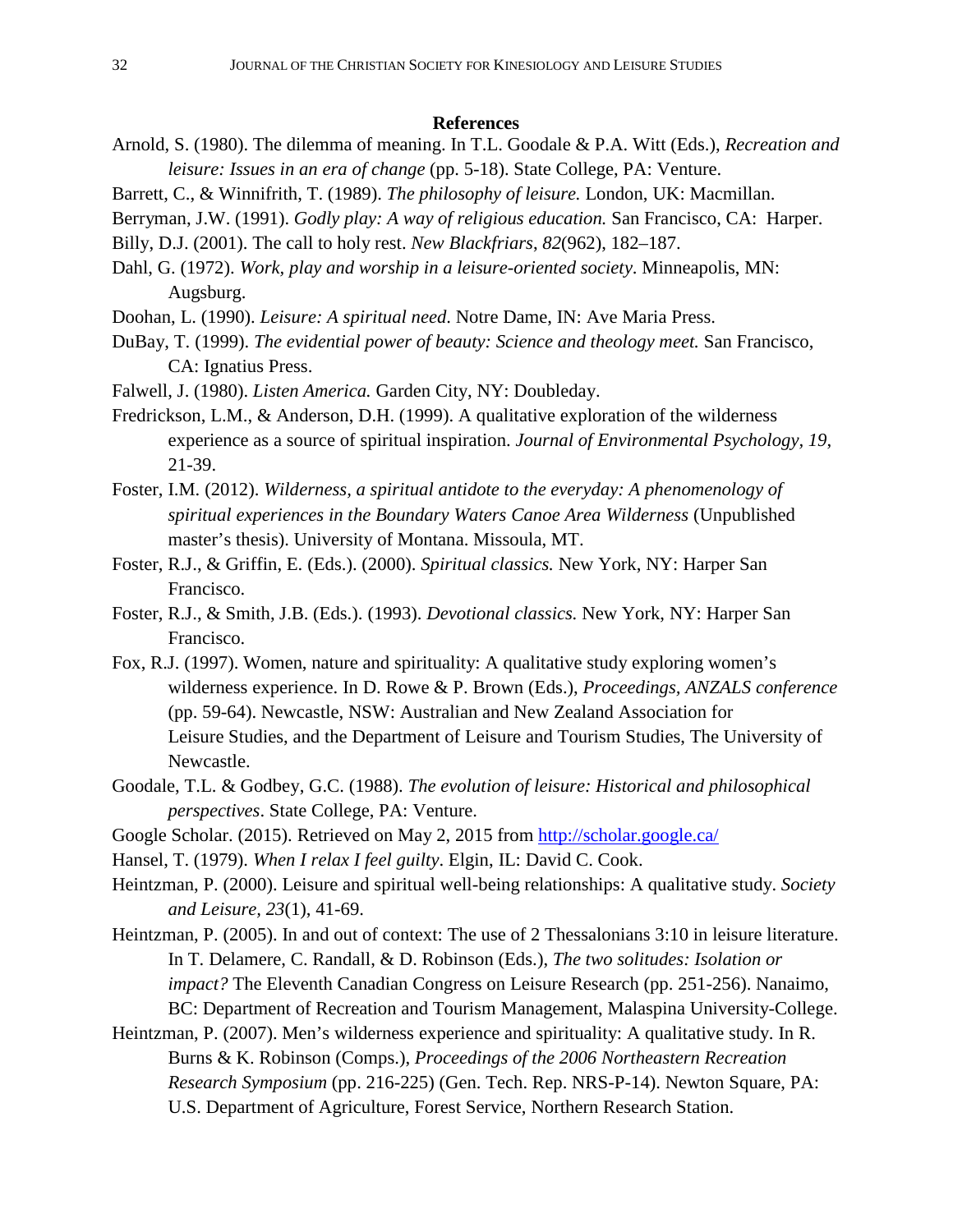## References

Arnold, S. (1980). The dilemma of meaning. In T.L. Goodale & P.A. Witt (Eds.), *Recreation and leisure: Issues in an era of change* (pp. 5-18). State College, PA: Venture.

Barrett, C., & Winnifrith, T. (1989). *The philosophy of leisure.* London, UK: Macmillan.

Berryman, J.W. (1991). *Godly play: A way of religious education.* San Francisco, CA: Harper.

Billy, D.J. (2001). The call to holy rest. *New Blackfriars*, *82*(962), 182–187.

Dahl, G. (1972). *Work, play and worship in a leisure-oriented society*. Minneapolis, MN: Augsburg.

Doohan, L. (1990). *Leisure: A spiritual need*. Notre Dame, IN: Ave Maria Press.

DuBay, T. (1999). *The evidential power of beauty: Science and theology meet.* San Francisco, CA: Ignatius Press.

Falwell, J. (1980). *Listen America.* Garden City, NY: Doubleday.

Fredrickson, L.M., & Anderson, D.H. (1999). A qualitative exploration of the wilderness experience as a source of spiritual inspiration. *Journal of Environmental Psychology, 19*, 21-39.

Foster, I.M. (2012). *Wilderness, a spiritual antidote to the everyday: A phenomenology of spiritual experiences in the Boundary Waters Canoe Area Wilderness* (Unpublished master's thesis). University of Montana. Missoula, MT.

Foster, R.J., & Griffin, E. (Eds.). (2000). *Spiritual classics.* New York, NY: Harper San Francisco.

Foster, R.J., & Smith, J.B. (Eds.). (1993). *Devotional classics.* New York, NY: Harper San Francisco.

Fox, R.J. (1997). Women, nature and spirituality: A qualitative study exploring women's wilderness experience. In D. Rowe & P. Brown (Eds.), *Proceedings, ANZALS conference* (pp. 59-64). Newcastle, NSW: Australian and New Zealand Association for Leisure Studies, and the Department of Leisure and Tourism Studies, The University of Newcastle.

Goodale, T.L. & Godbey, G.C. (1988). *The evolution of leisure: Historical and philosophical perspectives*. State College, PA: Venture.

Google Scholar. (2015). Retrieved on May 2, 2015 from http://scholar.google.ca/

Hansel, T. (1979). *When I relax I feel guilty*. Elgin, IL: David C. Cook.

Heintzman, P. (2000). Leisure and spiritual well-being relationships: A qualitative study. *Society and Leisure, 23*(1), 41-69.

Heintzman, P. (2005). In and out of context: The use of 2 Thessalonians 3:10 in leisure literature. In T. Delamere, C. Randall, & D. Robinson (Eds.), *The two solitudes: Isolation or impact?* The Eleventh Canadian Congress on Leisure Research (pp. 251-256). Nanaimo, BC: Department of Recreation and Tourism Management, Malaspina University-College.

Heintzman, P. (2007). Men's wilderness experience and spirituality: A qualitative study. In R. Burns & K. Robinson (Comps.), *Proceedings of the 2006 Northeastern Recreation Research Symposium* (pp. 216-225) (Gen. Tech. Rep. NRS-P-14). Newton Square, PA: U.S. Department of Agriculture, Forest Service, Northern Research Station.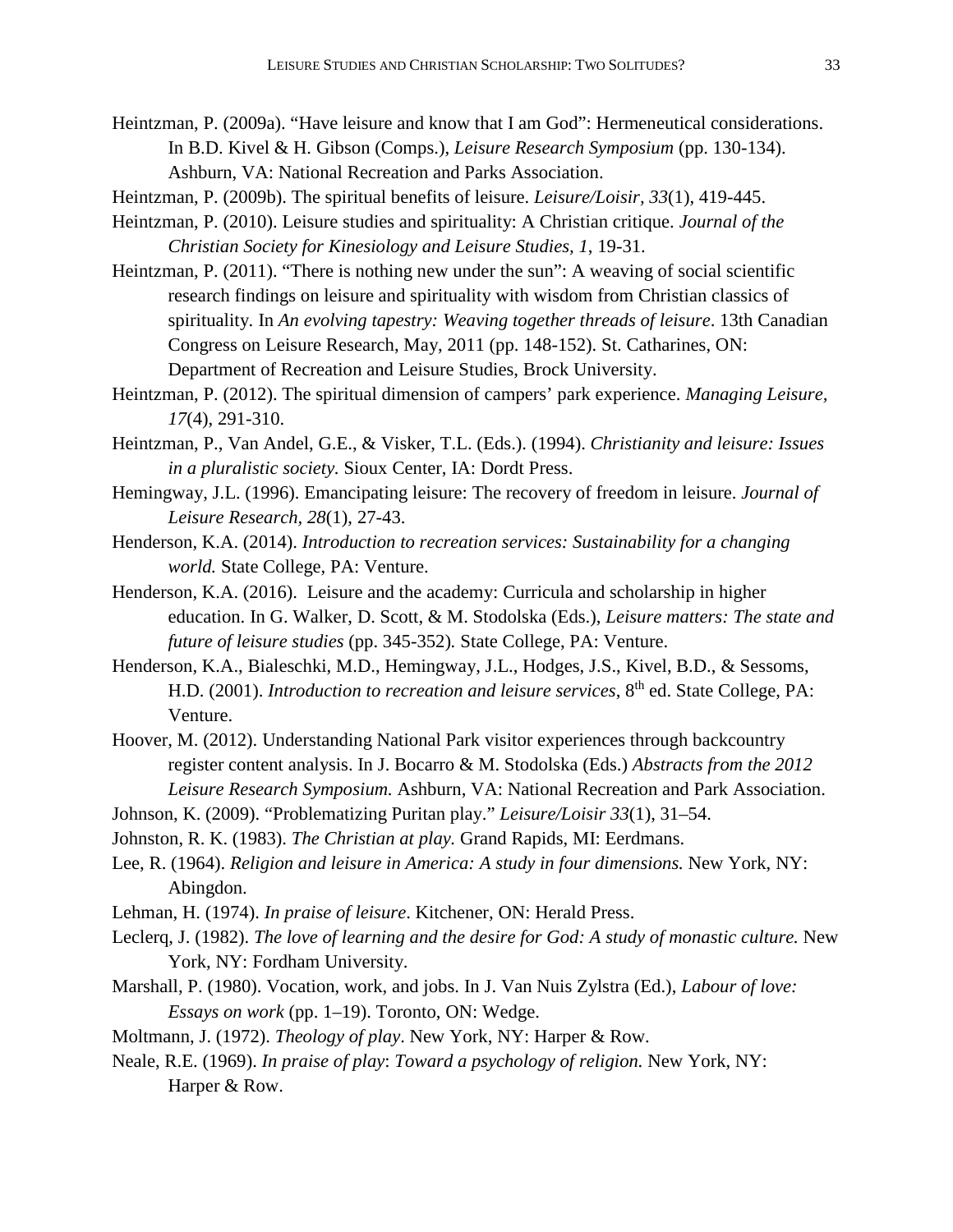Heintzman, P. (2009a). “Have leisure and know that I am God”: Hermeneutical considerations. In B.D. Kivel & H. Gibson (Comps.), *Leisure Research Symposium* (pp. 130-134). Ashburn, VA: National Recreation and Parks Association.

Heintzman, P. (2009b). The spiritual benefits of leisure. *Leisure/Loisir, 33*(1), 419-445.

Heintzman, P. (2010). Leisure studies and spirituality: A Christian critique. *Journal of the Christian Society for Kinesiology and Leisure Studies, 1*, 19-31.

Heintzman, P. (2011). “There is nothing new under the sun”: A weaving of social scientific research findings on leisure and spirituality with wisdom from Christian classics of spirituality. In *An evolving tapestry: Weaving together threads of leisure*. 13th Canadian Congress on Leisure Research, May, 2011 (pp. 148-152). St. Catharines, ON: Department of Recreation and Leisure Studies, Brock University.

Heintzman, P. (2012). The spiritual dimension of campers’ park experience. *Managing Leisure, 17*(4), 291-310.

Heintzman, P., Van Andel, G.E., & Visker, T.L. (Eds.). (1994). *Christianity and leisure: Issues in a pluralistic society.* Sioux Center, IA: Dordt Press.

Hemingway, J.L. (1996). Emancipating leisure: The recovery of freedom in leisure. *Journal of Leisure Research, 28*(1), 27-43.

Henderson, K.A. (2014). *Introduction to recreation services: Sustainability for a changing world.* State College, PA: Venture.

Henderson, K.A. (2016). Leisure and the academy: Curricula and scholarship in higher education. In G. Walker, D. Scott, & M. Stodolska (Eds.), *Leisure matters: The state and future of leisure studies* (pp. 345-352)*.* State College, PA: Venture.

Henderson, K.A., Bialeschki, M.D., Hemingway, J.L., Hodges, J.S., Kivel, B.D., & Sessoms, H.D. (2001). *Introduction to recreation and leisure services*, 8th ed. State College, PA: Venture.

Hoover, M. (2012). Understanding National Park visitor experiences through backcountry register content analysis. In J. Bocarro & M. Stodolska (Eds.) *Abstracts from the 2012 Leisure Research Symposium.* Ashburn, VA: National Recreation and Park Association.

Johnson, K. (2009). “Problematizing Puritan play.” *Leisure/Loisir 33*(1), 31–54.

Johnston, R. K. (1983). *The Christian at play.* Grand Rapids, MI: Eerdmans.

Lee, R. (1964). *Religion and leisure in America: A study in four dimensions.* New York, NY: Abingdon.

Lehman, H. (1974). *In praise of leisure*. Kitchener, ON: Herald Press.

Leclerq, J. (1982). *The love of learning and the desire for God: A study of monastic culture.* New York, NY: Fordham University.

Marshall, P. (1980). Vocation, work, and jobs. In J. Van Nuis Zylstra (Ed.), *Labour of love: Essays on work* (pp. 1–19). Toronto, ON: Wedge.

Moltmann, J. (1972). *Theology of play*. New York, NY: Harper & Row.

Neale, R.E. (1969). *In praise of play*: *Toward a psychology of religion*. New York, NY: Harper & Row.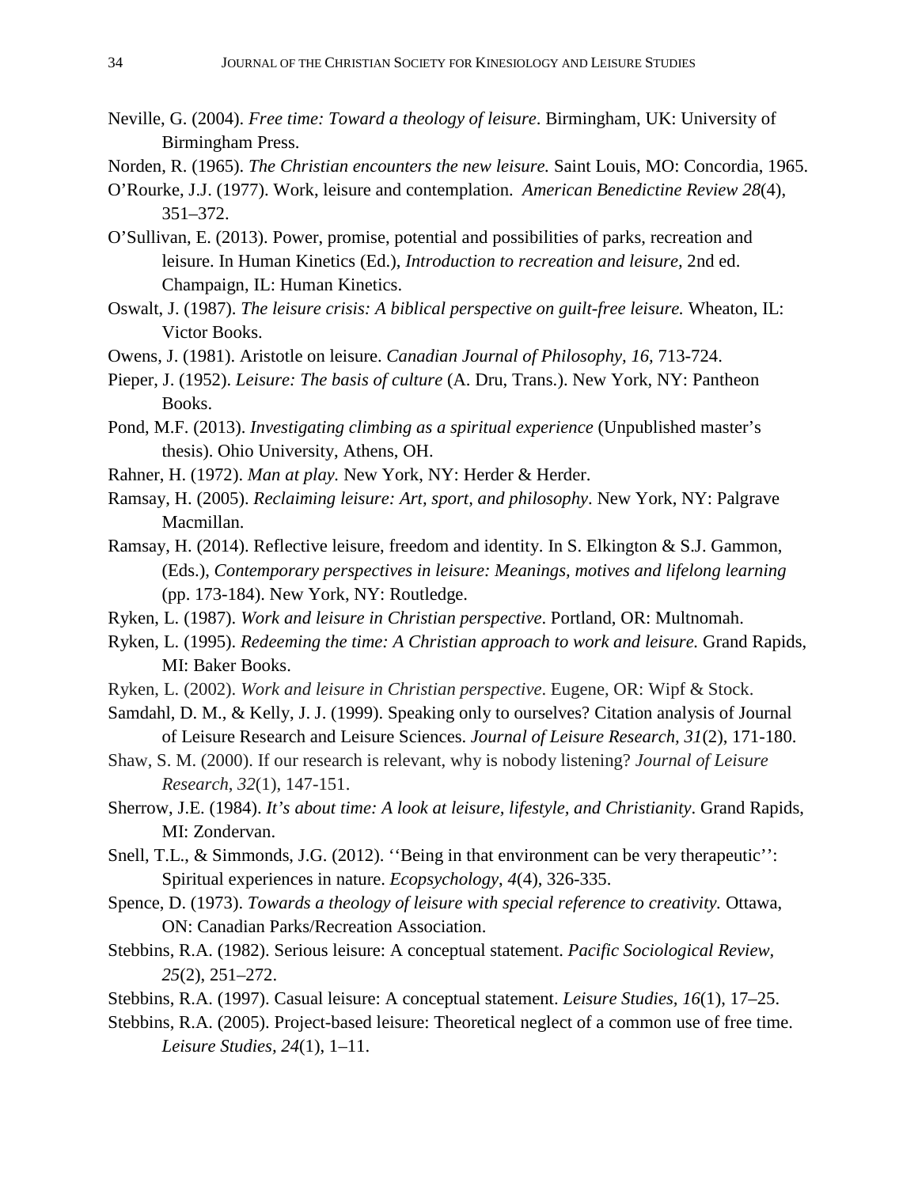Neville, G. (2004). *Free time: Toward a theology of leisure*. Birmingham, UK: University of Birmingham Press.

Norden, R. (1965). *The Christian encounters the new leisure.* Saint Louis, MO: Concordia, 1965.

O'Rourke, J.J. (1977). Work, leisure and contemplation. *American Benedictine Review 28*(4), 351–372.

O'Sullivan, E. (2013). Power, promise, potential and possibilities of parks, recreation and leisure. In Human Kinetics (Ed.), *Introduction to recreation and leisure*, 2nd ed. Champaign, IL: Human Kinetics.

Oswalt, J. (1987). *The leisure crisis: A biblical perspective on guilt-free leisure.* Wheaton, IL: Victor Books.

Owens, J. (1981). Aristotle on leisure. *Canadian Journal of Philosophy, 16,* 713-724.

Pieper, J. (1952). *Leisure: The basis of culture* (A. Dru, Trans.). New York, NY: Pantheon Books.

Pond, M.F. (2013). *Investigating climbing as a spiritual experience* (Unpublished master's thesis). Ohio University, Athens, OH.

Rahner, H. (1972). *Man at play.* New York, NY: Herder & Herder.

Ramsay, H. (2005). *Reclaiming leisure: Art, sport, and philosophy*. New York, NY: Palgrave Macmillan.

Ramsay, H. (2014). Reflective leisure, freedom and identity. In S. Elkington & S.J. Gammon, (Eds.), *Contemporary perspectives in leisure: Meanings, motives and lifelong learning* (pp. 173-184). New York, NY: Routledge.

Ryken, L. (1987). *Work and leisure in Christian perspective*. Portland, OR: Multnomah.

Ryken, L. (1995). *Redeeming the time: A Christian approach to work and leisure.* Grand Rapids, MI: Baker Books.

Ryken, L. (2002). *Work and leisure in Christian perspective*. Eugene, OR: Wipf & Stock.

Samdahl, D. M., & Kelly, J. J. (1999). Speaking only to ourselves? Citation analysis of Journal of Leisure Research and Leisure Sciences. *Journal of Leisure Research, 31*(2), 171-180.

Shaw, S. M. (2000). If our research is relevant, why is nobody listening? *Journal of Leisure Research*, *32*(1), 147-151.

Sherrow, J.E. (1984). *It's about time: A look at leisure, lifestyle, and Christianity*. Grand Rapids, MI: Zondervan.

Snell, T.L., & Simmonds, J.G. (2012). ''Being in that environment can be very therapeutic'': Spiritual experiences in nature. *Ecopsychology*, *4*(4), 326-335.

Spence, D. (1973). *Towards a theology of leisure with special reference to creativity.* Ottawa, ON: Canadian Parks/Recreation Association.

Stebbins, R.A. (1982). Serious leisure: A conceptual statement. *Pacific Sociological Review, 25*(2), 251–272.

Stebbins, R.A. (1997). Casual leisure: A conceptual statement. *Leisure Studies, 16*(1), 17–25.

Stebbins, R.A. (2005). Project-based leisure: Theoretical neglect of a common use of free time. *Leisure Studies, 24*(1), 1–11.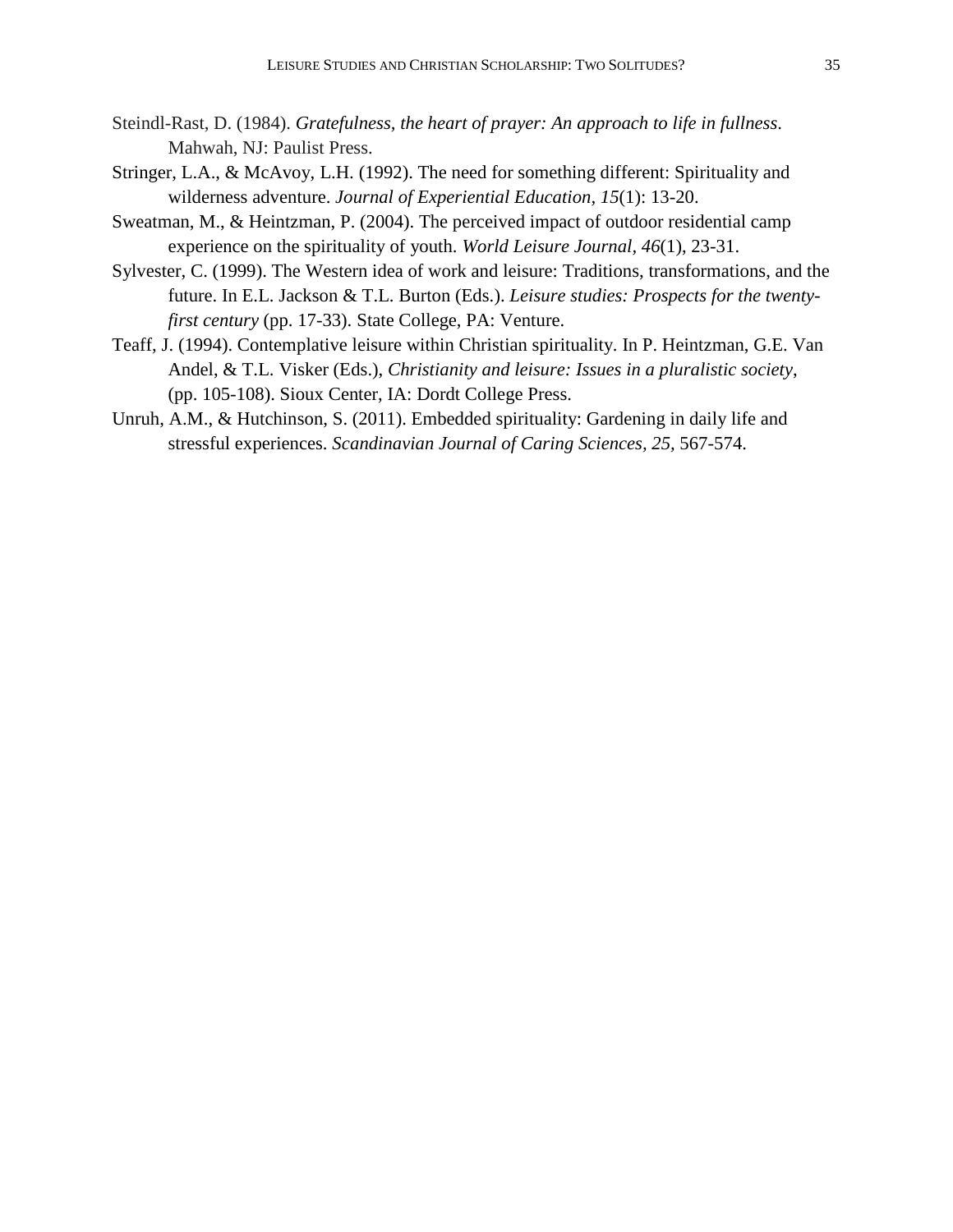Steindl-Rast, D. (1984). *Gratefulness, the heart of prayer: An approach to life in fullness*. Mahwah, NJ: Paulist Press.

Stringer, L.A., & McAvoy, L.H. (1992). The need for something different: Spirituality and wilderness adventure. *Journal of Experiential Education*, *15*(1): 13-20.

Sweatman, M., & Heintzman, P. (2004). The perceived impact of outdoor residential camp experience on the spirituality of youth. *World Leisure Journal*, *46*(1), 23-31.

Sylvester, C. (1999). The Western idea of work and leisure: Traditions, transformations, and the future. In E.L. Jackson & T.L. Burton (Eds.). *Leisure studies: Prospects for the twenty-first century* (pp. 17-33). State College, PA: Venture.

Teaff, J. (1994). Contemplative leisure within Christian spirituality. In P. Heintzman, G.E. Van Andel, & T.L. Visker (Eds.), *Christianity and leisure: Issues in a pluralistic society*, (pp. 105-108). Sioux Center, IA: Dordt College Press.

Unruh, A.M., & Hutchinson, S. (2011). Embedded spirituality: Gardening in daily life and stressful experiences. *Scandinavian Journal of Caring Sciences, 25,* 567-574.